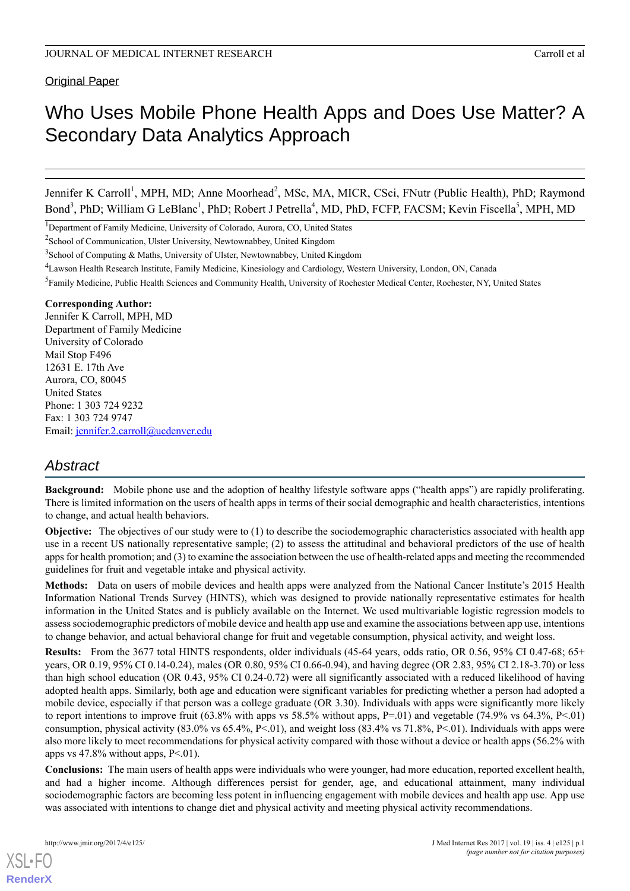Original Paper

# Who Uses Mobile Phone Health Apps and Does Use Matter? A Secondary Data Analytics Approach

Jennifer K Carroll[1], MPH, MD; Anne Moorhead[2], MSc, MA, MICR, CSci, FNutr (Public Health), PhD; Raymond Bond[3], PhD; William G LeBlanc[1], PhD; Robert J Petrella[4], MD, PhD, FCFP, FACSM; Kevin Fiscella[5], MPH, MD

[1]Department of Family Medicine, University of Colorado, Aurora, CO, United States

[2]School of Communication, Ulster University, Newtownabbey, United Kingdom

[3]School of Computing & Maths, University of Ulster, Newtownabbey, United Kingdom

[4]Lawson Health Research Institute, Family Medicine, Kinesiology and Cardiology, Western University, London, ON, Canada

[5]Family Medicine, Public Health Sciences and Community Health, University of Rochester Medical Center, Rochester, NY, United States

**Corresponding Author:**
Jennifer K Carroll, MPH, MD
Department of Family Medicine
University of Colorado
Mail Stop F496
12631 E. 17th Ave
Aurora, CO, 80045
United States
Phone: 1 303 724 9232
Fax: 1 303 724 9747
Email: jennifer.2.carroll@ucdenver.edu

## Abstract

**Background:** Mobile phone use and the adoption of healthy lifestyle software apps ("health apps") are rapidly proliferating. There is limited information on the users of health apps in terms of their social demographic and health characteristics, intentions to change, and actual health behaviors.

**Objective:** The objectives of our study were to (1) to describe the sociodemographic characteristics associated with health app use in a recent US nationally representative sample; (2) to assess the attitudinal and behavioral predictors of the use of health apps for health promotion; and (3) to examine the association between the use of health-related apps and meeting the recommended guidelines for fruit and vegetable intake and physical activity.

**Methods:** Data on users of mobile devices and health apps were analyzed from the National Cancer Institute's 2015 Health Information National Trends Survey (HINTS), which was designed to provide nationally representative estimates for health information in the United States and is publicly available on the Internet. We used multivariable logistic regression models to assess sociodemographic predictors of mobile device and health app use and examine the associations between app use, intentions to change behavior, and actual behavioral change for fruit and vegetable consumption, physical activity, and weight loss.

**Results:** From the 3677 total HINTS respondents, older individuals (45-64 years, odds ratio, OR 0.56, 95% CI 0.47-68; 65+ years, OR 0.19, 95% CI 0.14-0.24), males (OR 0.80, 95% CI 0.66-0.94), and having degree (OR 2.83, 95% CI 2.18-3.70) or less than high school education (OR 0.43, 95% CI 0.24-0.72) were all significantly associated with a reduced likelihood of having adopted health apps. Similarly, both age and education were significant variables for predicting whether a person had adopted a mobile device, especially if that person was a college graduate (OR 3.30). Individuals with apps were significantly more likely to report intentions to improve fruit (63.8% with apps vs 58.5% without apps, P=.01) and vegetable (74.9% vs 64.3%, P<.01) consumption, physical activity (83.0% vs 65.4%, P<.01), and weight loss (83.4% vs 71.8%, P<.01). Individuals with apps were also more likely to meet recommendations for physical activity compared with those without a device or health apps (56.2% with apps vs 47.8% without apps, P<.01).

**Conclusions:** The main users of health apps were individuals who were younger, had more education, reported excellent health, and had a higher income. Although differences persist for gender, age, and educational attainment, many individual sociodemographic factors are becoming less potent in influencing engagement with mobile devices and health app use. App use was associated with intentions to change diet and physical activity and meeting physical activity recommendations.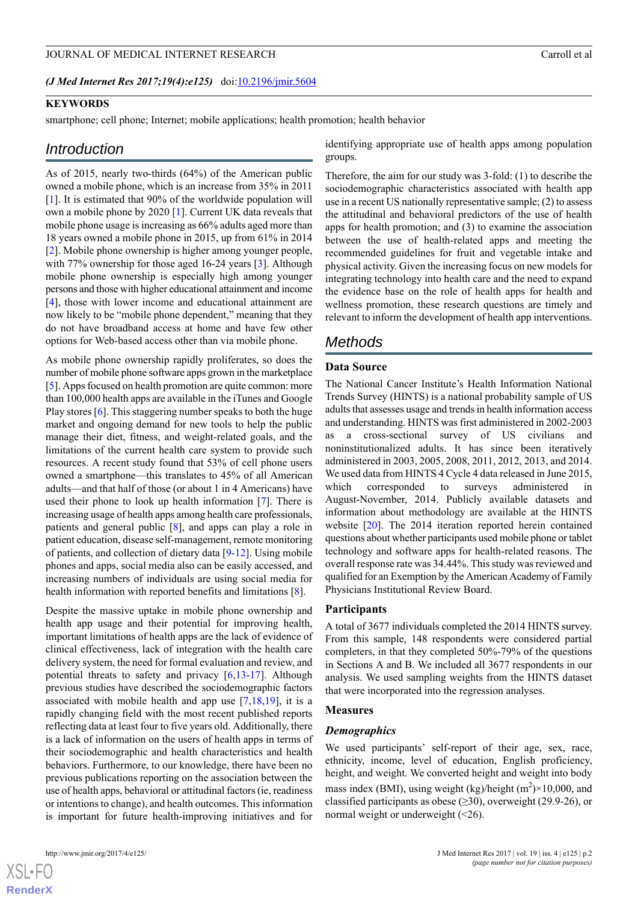(*J Med Internet Res 2017;19(4):e125*) doi:10.2196/jmir.5604

**KEYWORDS**

smartphone; cell phone; Internet; mobile applications; health promotion; health behavior

## Introduction

As of 2015, nearly two-thirds (64%) of the American public owned a mobile phone, which is an increase from 35% in 2011 [1]. It is estimated that 90% of the worldwide population will own a mobile phone by 2020 [1]. Current UK data reveals that mobile phone usage is increasing as 66% adults aged more than 18 years owned a mobile phone in 2015, up from 61% in 2014 [2]. Mobile phone ownership is higher among younger people, with 77% ownership for those aged 16-24 years [3]. Although mobile phone ownership is especially high among younger persons and those with higher educational attainment and income [4], those with lower income and educational attainment are now likely to be "mobile phone dependent," meaning that they do not have broadband access at home and have few other options for Web-based access other than via mobile phone.

As mobile phone ownership rapidly proliferates, so does the number of mobile phone software apps grown in the marketplace [5]. Apps focused on health promotion are quite common: more than 100,000 health apps are available in the iTunes and Google Play stores [6]. This staggering number speaks to both the huge market and ongoing demand for new tools to help the public manage their diet, fitness, and weight-related goals, and the limitations of the current health care system to provide such resources. A recent study found that 53% of cell phone users owned a smartphone—this translates to 45% of all American adults—and that half of those (or about 1 in 4 Americans) have used their phone to look up health information [7]. There is increasing usage of health apps among health care professionals, patients and general public [8], and apps can play a role in patient education, disease self-management, remote monitoring of patients, and collection of dietary data [9-12]. Using mobile phones and apps, social media also can be easily accessed, and increasing numbers of individuals are using social media for health information with reported benefits and limitations [8].

Despite the massive uptake in mobile phone ownership and health app usage and their potential for improving health, important limitations of health apps are the lack of evidence of clinical effectiveness, lack of integration with the health care delivery system, the need for formal evaluation and review, and potential threats to safety and privacy [6,13-17]. Although previous studies have described the sociodemographic factors associated with mobile health and app use [7,18,19], it is a rapidly changing field with the most recent published reports reflecting data at least four to five years old. Additionally, there is a lack of information on the users of health apps in terms of their sociodemographic and health characteristics and health behaviors. Furthermore, to our knowledge, there have been no previous publications reporting on the association between the use of health apps, behavioral or attitudinal factors (ie, readiness or intentions to change), and health outcomes. This information is important for future health-improving initiatives and for identifying appropriate use of health apps among population groups.

Therefore, the aim for our study was 3-fold: (1) to describe the sociodemographic characteristics associated with health app use in a recent US nationally representative sample; (2) to assess the attitudinal and behavioral predictors of the use of health apps for health promotion; and (3) to examine the association between the use of health-related apps and meeting the recommended guidelines for fruit and vegetable intake and physical activity. Given the increasing focus on new models for integrating technology into health care and the need to expand the evidence base on the role of health apps for health and wellness promotion, these research questions are timely and relevant to inform the development of health app interventions.

## Methods

### Data Source

The National Cancer Institute's Health Information National Trends Survey (HINTS) is a national probability sample of US adults that assesses usage and trends in health information access and understanding. HINTS was first administered in 2002-2003 as a cross-sectional survey of US civilians and noninstitutionalized adults. It has since been iteratively administered in 2003, 2005, 2008, 2011, 2012, 2013, and 2014. We used data from HINTS 4 Cycle 4 data released in June 2015, which corresponded to surveys administered in August-November, 2014. Publicly available datasets and information about methodology are available at the HINTS website [20]. The 2014 iteration reported herein contained questions about whether participants used mobile phone or tablet technology and software apps for health-related reasons. The overall response rate was 34.44%. This study was reviewed and qualified for an Exemption by the American Academy of Family Physicians Institutional Review Board.

### Participants

A total of 3677 individuals completed the 2014 HINTS survey. From this sample, 148 respondents were considered partial completers, in that they completed 50%-79% of the questions in Sections A and B. We included all 3677 respondents in our analysis. We used sampling weights from the HINTS dataset that were incorporated into the regression analyses.

### Measures

#### *Demographics*

We used participants' self-report of their age, sex, race, ethnicity, income, level of education, English proficiency, height, and weight. We converted height and weight into body mass index (BMI), using weight (kg)/height ($m^2$)×10,000, and classified participants as obese (≥30), overweight (29.9-26), or normal weight or underweight (<26).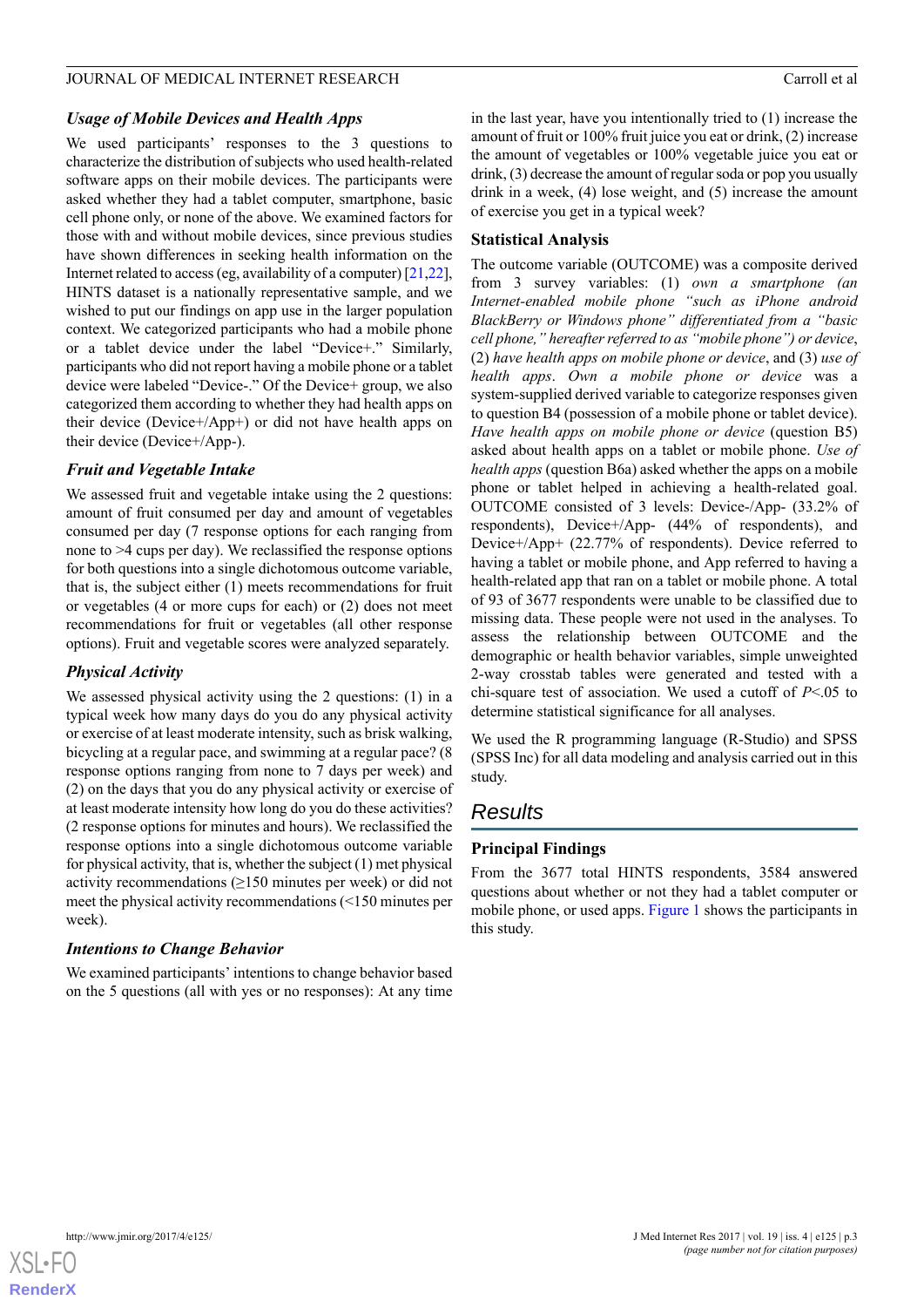### *Usage of Mobile Devices and Health Apps*

We used participants' responses to the 3 questions to characterize the distribution of subjects who used health-related software apps on their mobile devices. The participants were asked whether they had a tablet computer, smartphone, basic cell phone only, or none of the above. We examined factors for those with and without mobile devices, since previous studies have shown differences in seeking health information on the Internet related to access (eg, availability of a computer) [21,22]. HINTS dataset is a nationally representative sample, and we wished to put our findings on app use in the larger population context. We categorized participants who had a mobile phone or a tablet device under the label "Device+." Similarly, participants who did not report having a mobile phone or a tablet device were labeled "Device-." Of the Device+ group, we also categorized them according to whether they had health apps on their device (Device+/App+) or did not have health apps on their device (Device+/App-).

### *Fruit and Vegetable Intake*

We assessed fruit and vegetable intake using the 2 questions: amount of fruit consumed per day and amount of vegetables consumed per day (7 response options for each ranging from none to >4 cups per day). We reclassified the response options for both questions into a single dichotomous outcome variable, that is, the subject either (1) meets recommendations for fruit or vegetables (4 or more cups for each) or (2) does not meet recommendations for fruit or vegetables (all other response options). Fruit and vegetable scores were analyzed separately.

### *Physical Activity*

We assessed physical activity using the 2 questions: (1) in a typical week how many days do you do any physical activity or exercise of at least moderate intensity, such as brisk walking, bicycling at a regular pace, and swimming at a regular pace? (8 response options ranging from none to 7 days per week) and (2) on the days that you do any physical activity or exercise of at least moderate intensity how long do you do these activities? (2 response options for minutes and hours). We reclassified the response options into a single dichotomous outcome variable for physical activity, that is, whether the subject (1) met physical activity recommendations (≥150 minutes per week) or did not meet the physical activity recommendations (<150 minutes per week).

### *Intentions to Change Behavior*

We examined participants' intentions to change behavior based on the 5 questions (all with yes or no responses): At any time in the last year, have you intentionally tried to (1) increase the amount of fruit or 100% fruit juice you eat or drink, (2) increase the amount of vegetables or 100% vegetable juice you eat or drink, (3) decrease the amount of regular soda or pop you usually drink in a week, (4) lose weight, and (5) increase the amount of exercise you get in a typical week?

### Statistical Analysis

The outcome variable (OUTCOME) was a composite derived from 3 survey variables: (1) *own a smartphone (an Internet-enabled mobile phone "such as iPhone android BlackBerry or Windows phone" differentiated from a "basic cell phone," hereafter referred to as "mobile phone") or device*, (2) *have health apps on mobile phone or device*, and (3) *use of health apps*. *Own a mobile phone or device* was a system-supplied derived variable to categorize responses given to question B4 (possession of a mobile phone or tablet device). *Have health apps on mobile phone or device* (question B5) asked about health apps on a tablet or mobile phone. *Use of health apps* (question B6a) asked whether the apps on a mobile phone or tablet helped in achieving a health-related goal. OUTCOME consisted of 3 levels: Device-/App- (33.2% of respondents), Device+/App- (44% of respondents), and Device+/App+ (22.77% of respondents). Device referred to having a tablet or mobile phone, and App referred to having a health-related app that ran on a tablet or mobile phone. A total of 93 of 3677 respondents were unable to be classified due to missing data. These people were not used in the analyses. To assess the relationship between OUTCOME and the demographic or health behavior variables, simple unweighted 2-way crosstab tables were generated and tested with a chi-square test of association. We used a cutoff of $P<.05$ to determine statistical significance for all analyses.

We used the R programming language (R-Studio) and SPSS (SPSS Inc) for all data modeling and analysis carried out in this study.

## Results

### Principal Findings

From the 3677 total HINTS respondents, 3584 answered questions about whether or not they had a tablet computer or mobile phone, or used apps. Figure 1 shows the participants in this study.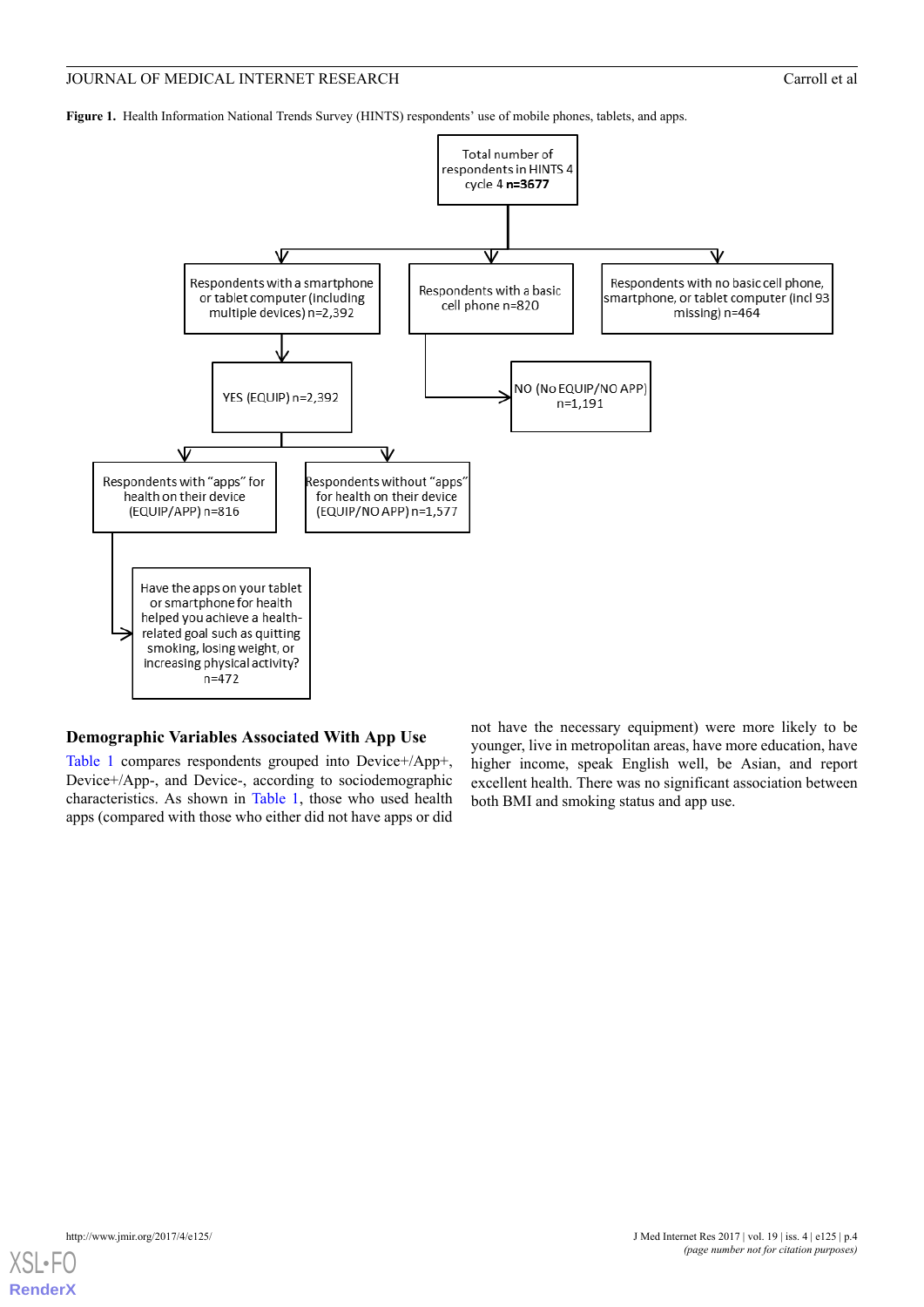**Figure 1.** Health Information National Trends Survey (HINTS) respondents' use of mobile phones, tablets, and apps.

Total number of respondents in HINTS 4 cycle 4 **n=3677**

Respondents with a smartphone or tablet computer (including multiple devices) n=2,392

Respondents with a basic cell phone n=820

Respondents with no basic cell phone, smartphone, or tablet computer (incl 93 missing) n=464

YES (EQUIP) n=2,392

NO (No EQUIP/NO APP) n=1,191

Respondents with "apps" for health on their device (EQUIP/APP) n=816

Respondents without "apps" for health on their device (EQUIP/NO APP) n=1,577

Have the apps on your tablet or smartphone for health helped you achieve a health-related goal such as quitting smoking, losing weight, or increasing physical activity? n=472

### Demographic Variables Associated With App Use

Table 1 compares respondents grouped into Device+/App+, Device+/App-, and Device-, according to sociodemographic characteristics. As shown in Table 1, those who used health apps (compared with those who either did not have apps or did not have the necessary equipment) were more likely to be younger, live in metropolitan areas, have more education, have higher income, speak English well, be Asian, and report excellent health. There was no significant association between both BMI and smoking status and app use.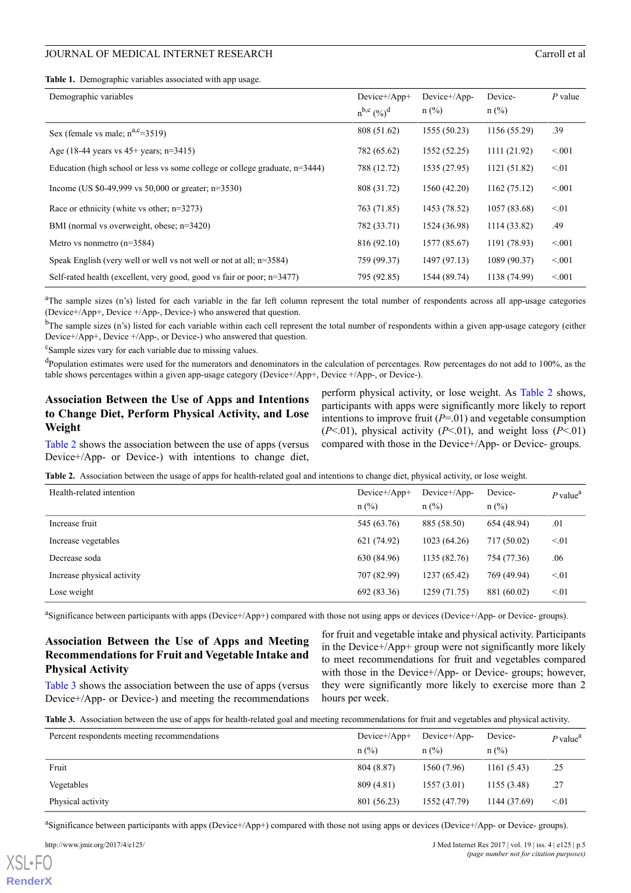**Table 1.** Demographic variables associated with app usage.

| Demographic variables | Device+/App+ n[b,c] (%)[d] | Device+/App- n (%) | Device- n (%) | *P* value |
|---|---|---|---|---|
| Sex (female vs male; n[a,c]=3519) | 808 (51.62) | 1555 (50.23) | 1156 (55.29) | .39 |
| Age (18-44 years vs 45+ years; n=3415) | 782 (65.62) | 1552 (52.25) | 1111 (21.92) | <.001 |
| Education (high school or less vs some college or college graduate, n=3444) | 788 (12.72) | 1535 (27.95) | 1121 (51.82) | <.01 |
| Income (US $0-49,999 vs 50,000 or greater; n=3530) | 808 (31.72) | 1560 (42.20) | 1162 (75.12) | <.001 |
| Race or ethnicity (white vs other; n=3273) | 763 (71.85) | 1453 (78.52) | 1057 (83.68) | <.01 |
| BMI (normal vs overweight, obese; n=3420) | 782 (33.71) | 1524 (36.98) | 1114 (33.82) | .49 |
| Metro vs nonmetro (n=3584) | 816 (92.10) | 1577 (85.67) | 1191 (78.93) | <.001 |
| Speak English (very well or well vs not well or not at all; n=3584) | 759 (99.37) | 1497 (97.13) | 1089 (90.37) | <.001 |
| Self-rated health (excellent, very good, good vs fair or poor; n=3477) | 795 (92.85) | 1544 (89.74) | 1138 (74.99) | <.001 |

[a]The sample sizes (n's) listed for each variable in the far left column represent the total number of respondents across all app-usage categories (Device+/App+, Device +/App-, Device-) who answered that question.

[b]The sample sizes (n's) listed for each variable within each cell represent the total number of respondents within a given app-usage category (either Device+/App+, Device +/App-, or Device-) who answered that question.

[c]Sample sizes vary for each variable due to missing values.

[d]Population estimates were used for the numerators and denominators in the calculation of percentages. Row percentages do not add to 100%, as the table shows percentages within a given app-usage category (Device+/App+, Device +/App-, or Device-).

### Association Between the Use of Apps and Intentions to Change Diet, Perform Physical Activity, and Lose Weight

Table 2 shows the association between the use of apps (versus Device+/App- or Device-) with intentions to change diet, perform physical activity, or lose weight. As Table 2 shows, participants with apps were significantly more likely to report intentions to improve fruit (*P*=.01) and vegetable consumption (*P*<.01), physical activity (*P*<.01), and weight loss (*P*<.01) compared with those in the Device+/App- or Device- groups.

**Table 2.** Association between the usage of apps for health-related goal and intentions to change diet, physical activity, or lose weight.

| Health-related intention | Device+/App+ n (%) | Device+/App- n (%) | Device- n (%) | *P* value[a] |
|---|---|---|---|---|
| Increase fruit | 545 (63.76) | 885 (58.50) | 654 (48.94) | .01 |
| Increase vegetables | 621 (74.92) | 1023 (64.26) | 717 (50.02) | <.01 |
| Decrease soda | 630 (84.96) | 1135 (82.76) | 754 (77.36) | .06 |
| Increase physical activity | 707 (82.99) | 1237 (65.42) | 769 (49.94) | <.01 |
| Lose weight | 692 (83.36) | 1259 (71.75) | 881 (60.02) | <.01 |

[a]Significance between participants with apps (Device+/App+) compared with those not using apps or devices (Device+/App- or Device- groups).

### Association Between the Use of Apps and Meeting Recommendations for Fruit and Vegetable Intake and Physical Activity

Table 3 shows the association between the use of apps (versus Device+/App- or Device-) and meeting the recommendations for fruit and vegetable intake and physical activity. Participants in the Device+/App+ group were not significantly more likely to meet recommendations for fruit and vegetables compared with those in the Device+/App- or Device- groups; however, they were significantly more likely to exercise more than 2 hours per week.

**Table 3.** Association between the use of apps for health-related goal and meeting recommendations for fruit and vegetables and physical activity.

| Percent respondents meeting recommendations | Device+/App+ n (%) | Device+/App- n (%) | Device- n (%) | *P* value[a] |
|---|---|---|---|---|
| Fruit | 804 (8.87) | 1560 (7.96) | 1161 (5.43) | .25 |
| Vegetables | 809 (4.81) | 1557 (3.01) | 1155 (3.48) | .27 |
| Physical activity | 801 (56.23) | 1552 (47.79) | 1144 (37.69) | <.01 |

[a]Significance between participants with apps (Device+/App+) compared with those not using apps or devices (Device+/App- or Device- groups).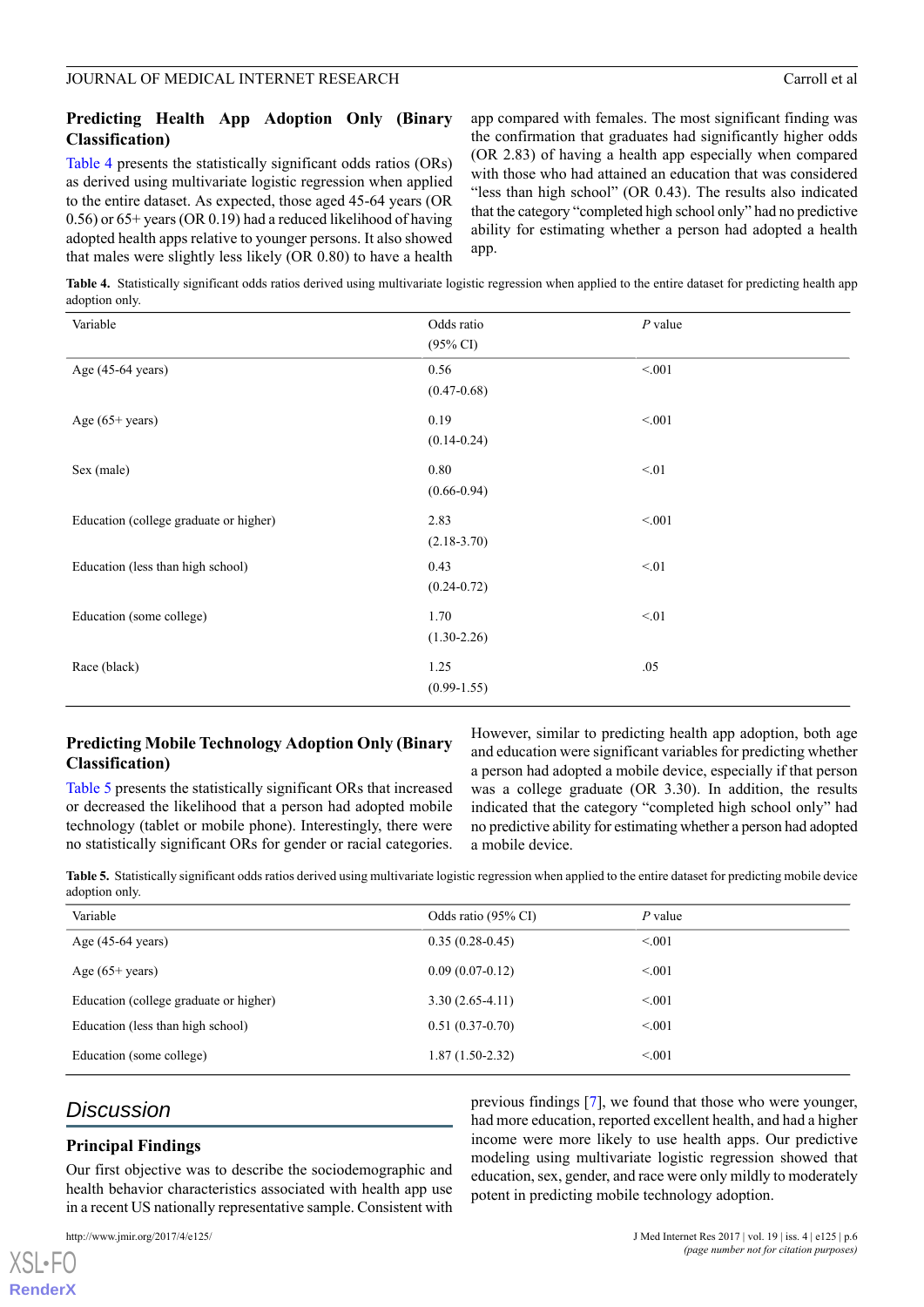### Predicting Health App Adoption Only (Binary Classification)

Table 4 presents the statistically significant odds ratios (ORs) as derived using multivariate logistic regression when applied to the entire dataset. As expected, those aged 45-64 years (OR 0.56) or 65+ years (OR 0.19) had a reduced likelihood of having adopted health apps relative to younger persons. It also showed that males were slightly less likely (OR 0.80) to have a health app compared with females. The most significant finding was the confirmation that graduates had significantly higher odds (OR 2.83) of having a health app especially when compared with those who had attained an education that was considered "less than high school" (OR 0.43). The results also indicated that the category "completed high school only" had no predictive ability for estimating whether a person had adopted a health app.

**Table 4.** Statistically significant odds ratios derived using multivariate logistic regression when applied to the entire dataset for predicting health app adoption only.

| Variable | Odds ratio (95% CI) | *P* value |
|---|---|---|
| Age (45-64 years) | 0.56 (0.47-0.68) | <.001 |
| Age (65+ years) | 0.19 (0.14-0.24) | <.001 |
| Sex (male) | 0.80 (0.66-0.94) | <.01 |
| Education (college graduate or higher) | 2.83 (2.18-3.70) | <.001 |
| Education (less than high school) | 0.43 (0.24-0.72) | <.01 |
| Education (some college) | 1.70 (1.30-2.26) | <.01 |
| Race (black) | 1.25 (0.99-1.55) | .05 |

### Predicting Mobile Technology Adoption Only (Binary Classification)

Table 5 presents the statistically significant ORs that increased or decreased the likelihood that a person had adopted mobile technology (tablet or mobile phone). Interestingly, there were no statistically significant ORs for gender or racial categories. However, similar to predicting health app adoption, both age and education were significant variables for predicting whether a person had adopted a mobile device, especially if that person was a college graduate (OR 3.30). In addition, the results indicated that the category "completed high school only" had no predictive ability for estimating whether a person had adopted a mobile device.

**Table 5.** Statistically significant odds ratios derived using multivariate logistic regression when applied to the entire dataset for predicting mobile device adoption only.

| Variable | Odds ratio (95% CI) | *P* value |
|---|---|---|
| Age (45-64 years) | 0.35 (0.28-0.45) | <.001 |
| Age (65+ years) | 0.09 (0.07-0.12) | <.001 |
| Education (college graduate or higher) | 3.30 (2.65-4.11) | <.001 |
| Education (less than high school) | 0.51 (0.37-0.70) | <.001 |
| Education (some college) | 1.87 (1.50-2.32) | <.001 |

## Discussion

### Principal Findings

Our first objective was to describe the sociodemographic and health behavior characteristics associated with health app use in a recent US nationally representative sample. Consistent with previous findings [7], we found that those who were younger, had more education, reported excellent health, and had a higher income were more likely to use health apps. Our predictive modeling using multivariate logistic regression showed that education, sex, gender, and race were only mildly to moderately potent in predicting mobile technology adoption.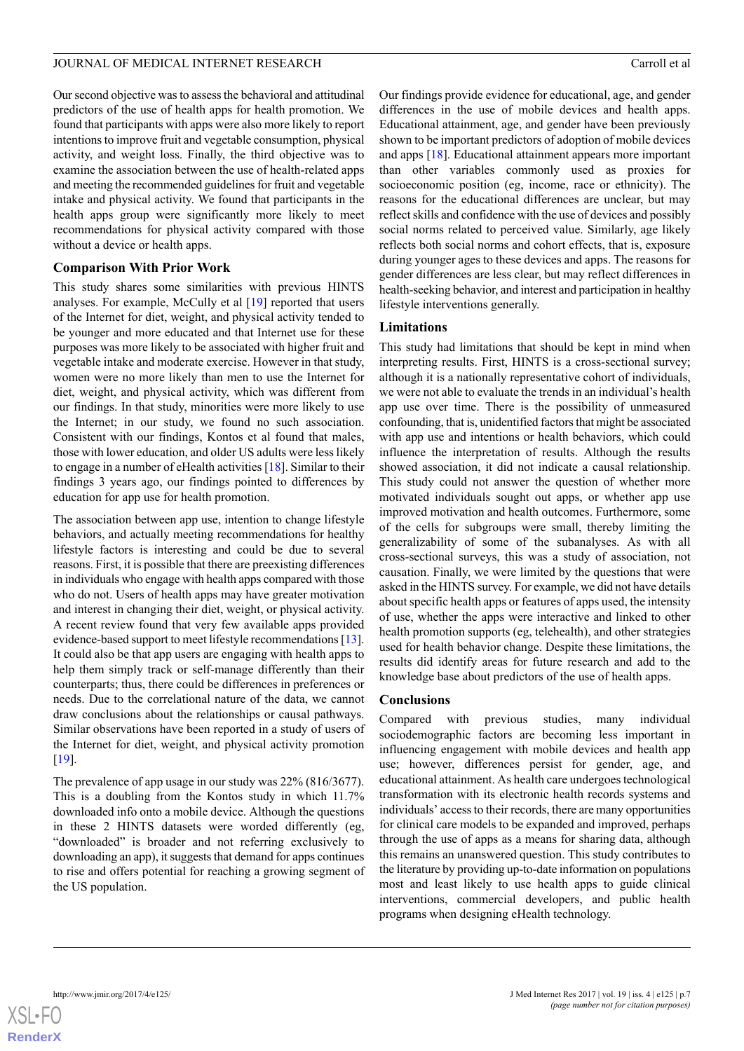Our second objective was to assess the behavioral and attitudinal predictors of the use of health apps for health promotion. We found that participants with apps were also more likely to report intentions to improve fruit and vegetable consumption, physical activity, and weight loss. Finally, the third objective was to examine the association between the use of health-related apps and meeting the recommended guidelines for fruit and vegetable intake and physical activity. We found that participants in the health apps group were significantly more likely to meet recommendations for physical activity compared with those without a device or health apps.

### Comparison With Prior Work

This study shares some similarities with previous HINTS analyses. For example, McCully et al [19] reported that users of the Internet for diet, weight, and physical activity tended to be younger and more educated and that Internet use for these purposes was more likely to be associated with higher fruit and vegetable intake and moderate exercise. However in that study, women were no more likely than men to use the Internet for diet, weight, and physical activity, which was different from our findings. In that study, minorities were more likely to use the Internet; in our study, we found no such association. Consistent with our findings, Kontos et al found that males, those with lower education, and older US adults were less likely to engage in a number of eHealth activities [18]. Similar to their findings 3 years ago, our findings pointed to differences by education for app use for health promotion.

The association between app use, intention to change lifestyle behaviors, and actually meeting recommendations for healthy lifestyle factors is interesting and could be due to several reasons. First, it is possible that there are preexisting differences in individuals who engage with health apps compared with those who do not. Users of health apps may have greater motivation and interest in changing their diet, weight, or physical activity. A recent review found that very few available apps provided evidence-based support to meet lifestyle recommendations [13]. It could also be that app users are engaging with health apps to help them simply track or self-manage differently than their counterparts; thus, there could be differences in preferences or needs. Due to the correlational nature of the data, we cannot draw conclusions about the relationships or causal pathways. Similar observations have been reported in a study of users of the Internet for diet, weight, and physical activity promotion [19].

The prevalence of app usage in our study was 22% (816/3677). This is a doubling from the Kontos study in which 11.7% downloaded info onto a mobile device. Although the questions in these 2 HINTS datasets were worded differently (eg, "downloaded" is broader and not referring exclusively to downloading an app), it suggests that demand for apps continues to rise and offers potential for reaching a growing segment of the US population.

Our findings provide evidence for educational, age, and gender differences in the use of mobile devices and health apps. Educational attainment, age, and gender have been previously shown to be important predictors of adoption of mobile devices and apps [18]. Educational attainment appears more important than other variables commonly used as proxies for socioeconomic position (eg, income, race or ethnicity). The reasons for the educational differences are unclear, but may reflect skills and confidence with the use of devices and possibly social norms related to perceived value. Similarly, age likely reflects both social norms and cohort effects, that is, exposure during younger ages to these devices and apps. The reasons for gender differences are less clear, but may reflect differences in health-seeking behavior, and interest and participation in healthy lifestyle interventions generally.

### Limitations

This study had limitations that should be kept in mind when interpreting results. First, HINTS is a cross-sectional survey; although it is a nationally representative cohort of individuals, we were not able to evaluate the trends in an individual's health app use over time. There is the possibility of unmeasured confounding, that is, unidentified factors that might be associated with app use and intentions or health behaviors, which could influence the interpretation of results. Although the results showed association, it did not indicate a causal relationship. This study could not answer the question of whether more motivated individuals sought out apps, or whether app use improved motivation and health outcomes. Furthermore, some of the cells for subgroups were small, thereby limiting the generalizability of some of the subanalyses. As with all cross-sectional surveys, this was a study of association, not causation. Finally, we were limited by the questions that were asked in the HINTS survey. For example, we did not have details about specific health apps or features of apps used, the intensity of use, whether the apps were interactive and linked to other health promotion supports (eg, telehealth), and other strategies used for health behavior change. Despite these limitations, the results did identify areas for future research and add to the knowledge base about predictors of the use of health apps.

### Conclusions

Compared with previous studies, many individual sociodemographic factors are becoming less important in influencing engagement with mobile devices and health app use; however, differences persist for gender, age, and educational attainment. As health care undergoes technological transformation with its electronic health records systems and individuals' access to their records, there are many opportunities for clinical care models to be expanded and improved, perhaps through the use of apps as a means for sharing data, although this remains an unanswered question. This study contributes to the literature by providing up-to-date information on populations most and least likely to use health apps to guide clinical interventions, commercial developers, and public health programs when designing eHealth technology.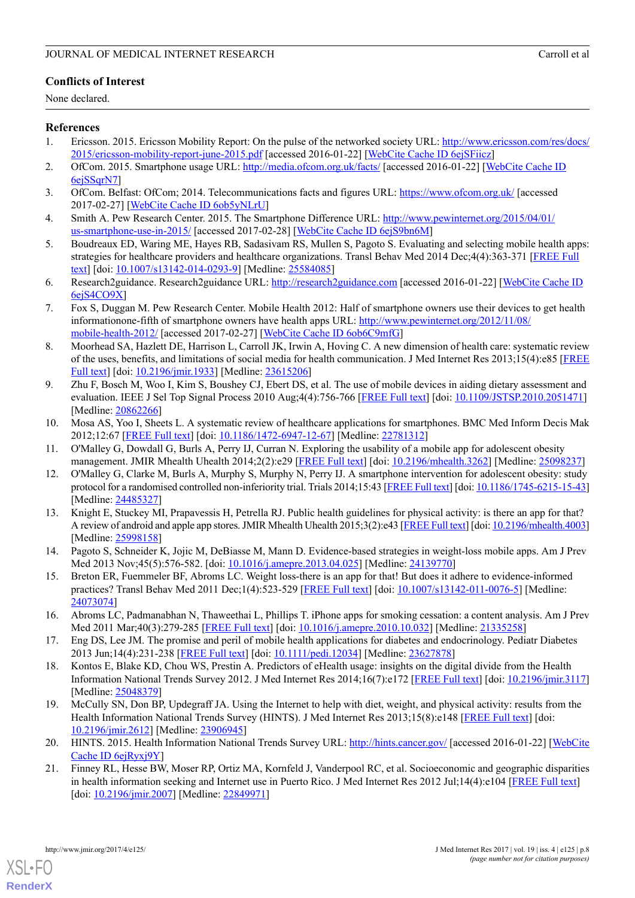## Conflicts of Interest

None declared.

## References

1. Ericsson. 2015. Ericsson Mobility Report: On the pulse of the networked society URL: http://www.ericsson.com/res/docs/2015/ericsson-mobility-report-june-2015.pdf [accessed 2016-01-22] [WebCite Cache ID 6ejSFiicz]
2. OfCom. 2015. Smartphone usage URL: http://media.ofcom.org.uk/facts/ [accessed 2016-01-22] [WebCite Cache ID 6ejSSqrN7]
3. OfCom. Belfast: OfCom; 2014. Telecommunications facts and figures URL: https://www.ofcom.org.uk/ [accessed 2017-02-27] [WebCite Cache ID 6ob5yNLrU]
4. Smith A. Pew Research Center. 2015. The Smartphone Difference URL: http://www.pewinternet.org/2015/04/01/us-smartphone-use-in-2015/ [accessed 2017-02-28] [WebCite Cache ID 6ejS9bn6M]
5. Boudreaux ED, Waring ME, Hayes RB, Sadasivam RS, Mullen S, Pagoto S. Evaluating and selecting mobile health apps: strategies for healthcare providers and healthcare organizations. Transl Behav Med 2014 Dec;4(4):363-371 [FREE Full text] [doi: 10.1007/s13142-014-0293-9] [Medline: 25584085]
6. Research2guidance. Research2guidance URL: http://research2guidance.com [accessed 2016-01-22] [WebCite Cache ID 6ejS4CO9X]
7. Fox S, Duggan M. Pew Research Center. Mobile Health 2012: Half of smartphone owners use their devices to get health informationone-fifth of smartphone owners have health apps URL: http://www.pewinternet.org/2012/11/08/mobile-health-2012/ [accessed 2017-02-27] [WebCite Cache ID 6ob6C9mfG]
8. Moorhead SA, Hazlett DE, Harrison L, Carroll JK, Irwin A, Hoving C. A new dimension of health care: systematic review of the uses, benefits, and limitations of social media for health communication. J Med Internet Res 2013;15(4):e85 [FREE Full text] [doi: 10.2196/jmir.1933] [Medline: 23615206]
9. Zhu F, Bosch M, Woo I, Kim S, Boushey CJ, Ebert DS, et al. The use of mobile devices in aiding dietary assessment and evaluation. IEEE J Sel Top Signal Process 2010 Aug;4(4):756-766 [FREE Full text] [doi: 10.1109/JSTSP.2010.2051471] [Medline: 20862266]
10. Mosa AS, Yoo I, Sheets L. A systematic review of healthcare applications for smartphones. BMC Med Inform Decis Mak 2012;12:67 [FREE Full text] [doi: 10.1186/1472-6947-12-67] [Medline: 22781312]
11. O'Malley G, Dowdall G, Burls A, Perry IJ, Curran N. Exploring the usability of a mobile app for adolescent obesity management. JMIR Mhealth Uhealth 2014;2(2):e29 [FREE Full text] [doi: 10.2196/mhealth.3262] [Medline: 25098237]
12. O'Malley G, Clarke M, Burls A, Murphy S, Murphy N, Perry IJ. A smartphone intervention for adolescent obesity: study protocol for a randomised controlled non-inferiority trial. Trials 2014;15:43 [FREE Full text] [doi: 10.1186/1745-6215-15-43] [Medline: 24485327]
13. Knight E, Stuckey MI, Prapavessis H, Petrella RJ. Public health guidelines for physical activity: is there an app for that? A review of android and apple app stores. JMIR Mhealth Uhealth 2015;3(2):e43 [FREE Full text] [doi: 10.2196/mhealth.4003] [Medline: 25998158]
14. Pagoto S, Schneider K, Jojic M, DeBiasse M, Mann D. Evidence-based strategies in weight-loss mobile apps. Am J Prev Med 2013 Nov;45(5):576-582. [doi: 10.1016/j.amepre.2013.04.025] [Medline: 24139770]
15. Breton ER, Fuemmeler BF, Abroms LC. Weight loss-there is an app for that! But does it adhere to evidence-informed practices? Transl Behav Med 2011 Dec;1(4):523-529 [FREE Full text] [doi: 10.1007/s13142-011-0076-5] [Medline: 24073074]
16. Abroms LC, Padmanabhan N, Thaweethai L, Phillips T. iPhone apps for smoking cessation: a content analysis. Am J Prev Med 2011 Mar;40(3):279-285 [FREE Full text] [doi: 10.1016/j.amepre.2010.10.032] [Medline: 21335258]
17. Eng DS, Lee JM. The promise and peril of mobile health applications for diabetes and endocrinology. Pediatr Diabetes 2013 Jun;14(4):231-238 [FREE Full text] [doi: 10.1111/pedi.12034] [Medline: 23627878]
18. Kontos E, Blake KD, Chou WS, Prestin A. Predictors of eHealth usage: insights on the digital divide from the Health Information National Trends Survey 2012. J Med Internet Res 2014;16(7):e172 [FREE Full text] [doi: 10.2196/jmir.3117] [Medline: 25048379]
19. McCully SN, Don BP, Updegraff JA. Using the Internet to help with diet, weight, and physical activity: results from the Health Information National Trends Survey (HINTS). J Med Internet Res 2013;15(8):e148 [FREE Full text] [doi: 10.2196/jmir.2612] [Medline: 23906945]
20. HINTS. 2015. Health Information National Trends Survey URL: http://hints.cancer.gov/ [accessed 2016-01-22] [WebCite Cache ID 6ejRyxj9Y]
21. Finney RL, Hesse BW, Moser RP, Ortiz MA, Kornfeld J, Vanderpool RC, et al. Socioeconomic and geographic disparities in health information seeking and Internet use in Puerto Rico. J Med Internet Res 2012 Jul;14(4):e104 [FREE Full text] [doi: 10.2196/jmir.2007] [Medline: 22849971]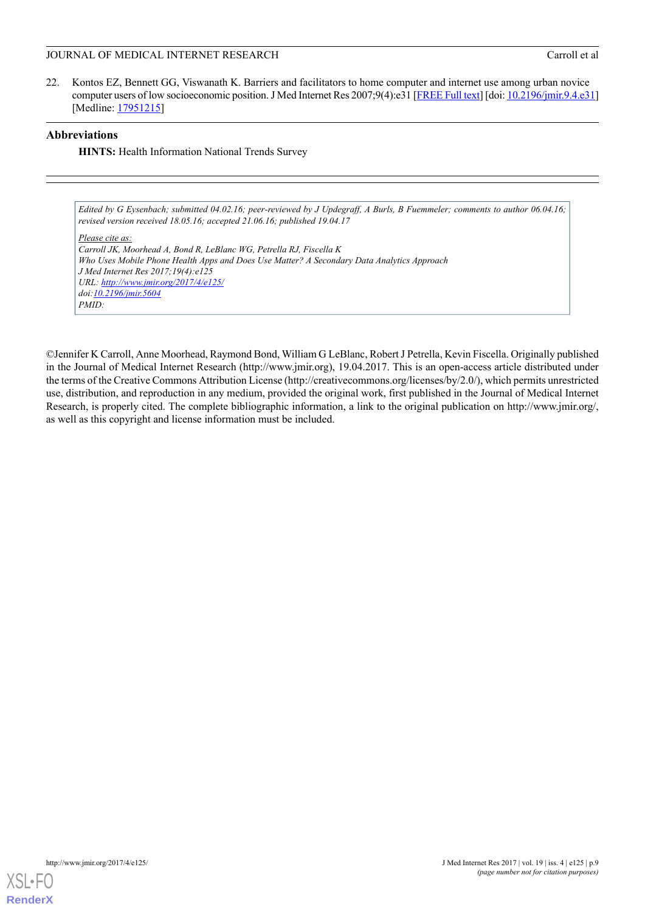22. Kontos EZ, Bennett GG, Viswanath K. Barriers and facilitators to home computer and internet use among urban novice computer users of low socioeconomic position. J Med Internet Res 2007;9(4):e31 [FREE Full text] [doi: 10.2196/jmir.9.4.e31] [Medline: 17951215]

## Abbreviations

**HINTS:** Health Information National Trends Survey

---

*Edited by G Eysenbach; submitted 04.02.16; peer-reviewed by J Updegraff, A Burls, B Fuemmeler; comments to author 06.04.16; revised version received 18.05.16; accepted 21.06.16; published 19.04.17*

*Please cite as:*
*Carroll JK, Moorhead A, Bond R, LeBlanc WG, Petrella RJ, Fiscella K*
*Who Uses Mobile Phone Health Apps and Does Use Matter? A Secondary Data Analytics Approach*
*J Med Internet Res 2017;19(4):e125*
*URL: http://www.jmir.org/2017/4/e125/*
*doi:10.2196/jmir.5604*
*PMID:*

©Jennifer K Carroll, Anne Moorhead, Raymond Bond, William G LeBlanc, Robert J Petrella, Kevin Fiscella. Originally published in the Journal of Medical Internet Research (http://www.jmir.org), 19.04.2017. This is an open-access article distributed under the terms of the Creative Commons Attribution License (http://creativecommons.org/licenses/by/2.0/), which permits unrestricted use, distribution, and reproduction in any medium, provided the original work, first published in the Journal of Medical Internet Research, is properly cited. The complete bibliographic information, a link to the original publication on http://www.jmir.org/, as well as this copyright and license information must be included.